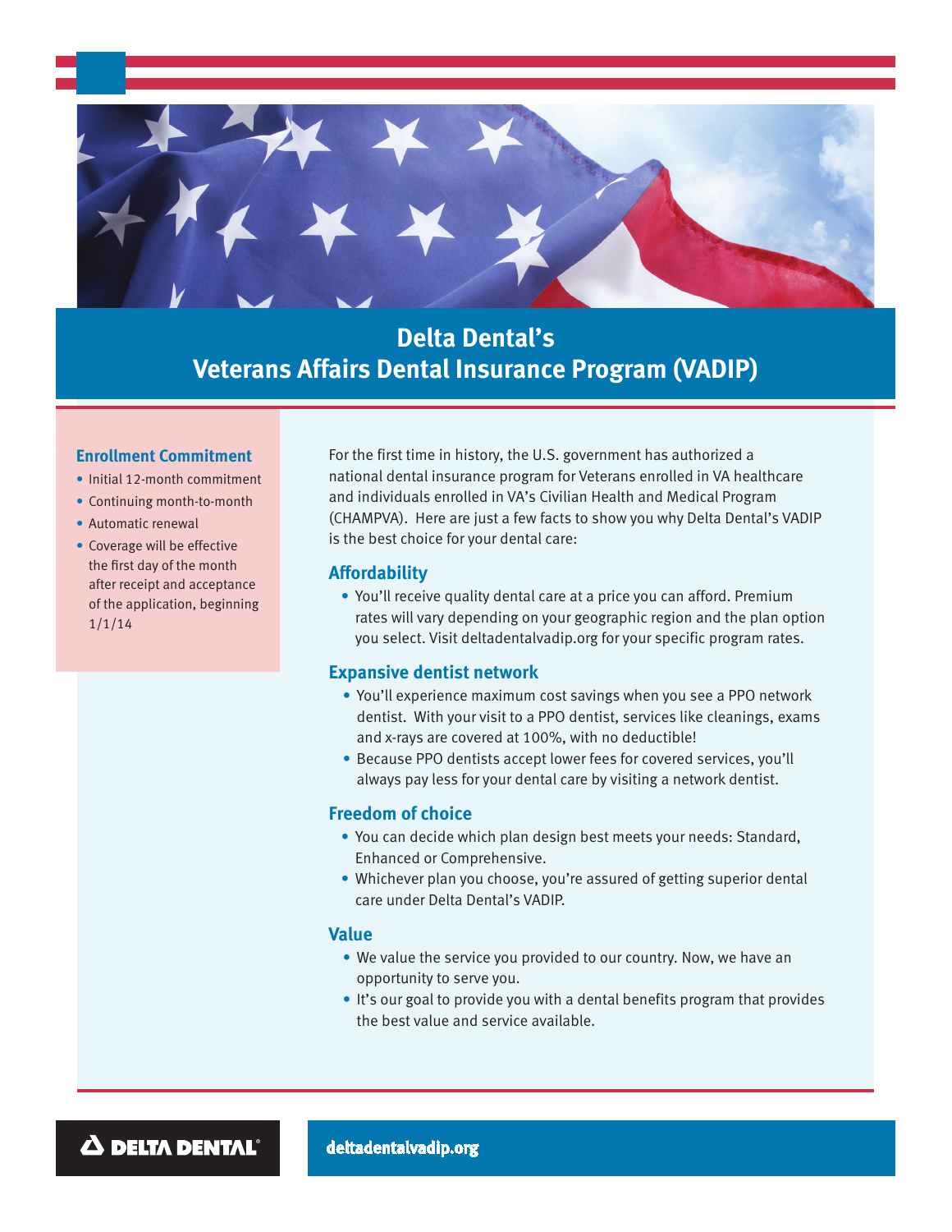# Delta Dental's
# Veterans Affairs Dental Insurance Program (VADIP)

### Enrollment Commitment

- Initial 12-month commitment
- Continuing month-to-month
- Automatic renewal
- Coverage will be effective the first day of the month after receipt and acceptance of the application, beginning 1/1/14

For the first time in history, the U.S. government has authorized a national dental insurance program for Veterans enrolled in VA healthcare and individuals enrolled in VA's Civilian Health and Medical Program (CHAMPVA). Here are just a few facts to show you why Delta Dental's VADIP is the best choice for your dental care:

### Affordability

- You'll receive quality dental care at a price you can afford. Premium rates will vary depending on your geographic region and the plan option you select. Visit deltadentalvadip.org for your specific program rates.

### Expansive dentist network

- You'll experience maximum cost savings when you see a PPO network dentist. With your visit to a PPO dentist, services like cleanings, exams and x-rays are covered at 100%, with no deductible!
- Because PPO dentists accept lower fees for covered services, you'll always pay less for your dental care by visiting a network dentist.

### Freedom of choice

- You can decide which plan design best meets your needs: Standard, Enhanced or Comprehensive.
- Whichever plan you choose, you're assured of getting superior dental care under Delta Dental's VADIP.

### Value

- We value the service you provided to our country. Now, we have an opportunity to serve you.
- It's our goal to provide you with a dental benefits program that provides the best value and service available.

DELTA DENTAL®

deltadentalvadip.org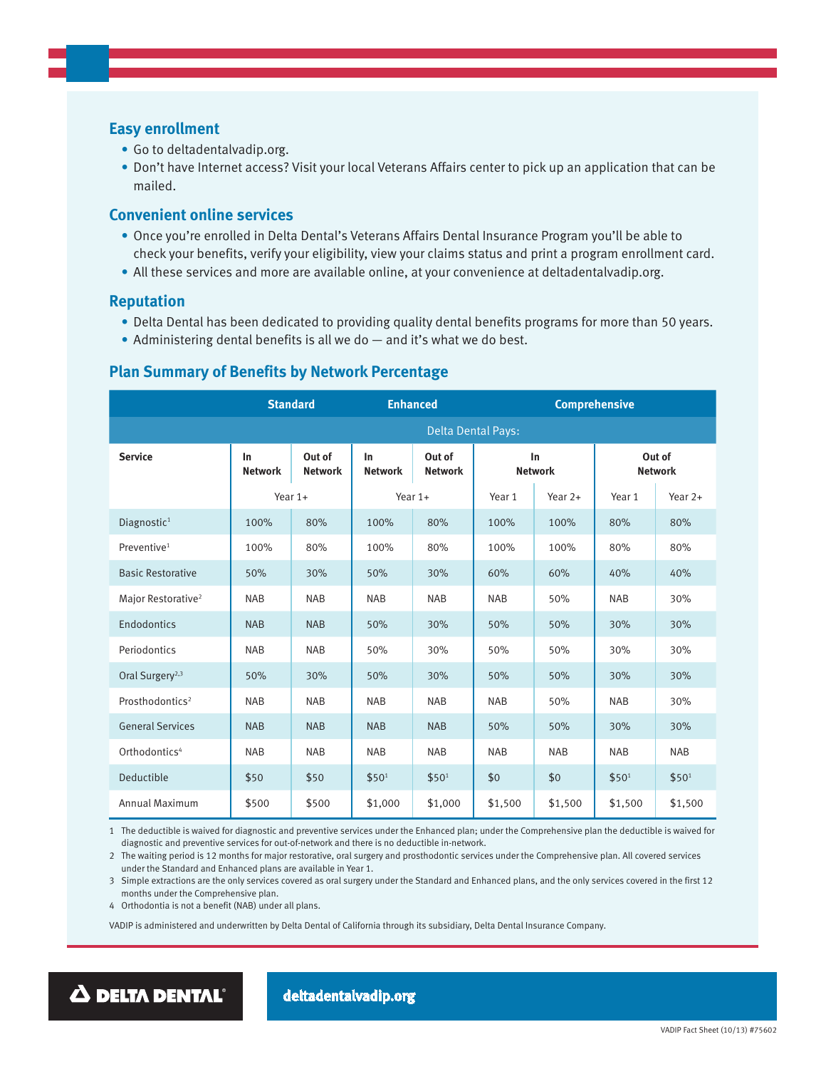## Easy enrollment

- Go to deltadentalvadip.org.
- Don't have Internet access? Visit your local Veterans Affairs center to pick up an application that can be mailed.

## Convenient online services

- Once you're enrolled in Delta Dental's Veterans Affairs Dental Insurance Program you'll be able to check your benefits, verify your eligibility, view your claims status and print a program enrollment card.
- All these services and more are available online, at your convenience at deltadentalvadip.org.

## Reputation

- Delta Dental has been dedicated to providing quality dental benefits programs for more than 50 years.
- Administering dental benefits is all we do — and it's what we do best.

## Plan Summary of Benefits by Network Percentage

| | Standard | | Enhanced | | Comprehensive | | | |
|---|---|---|---|---|---|---|---|---|
| | Delta Dental Pays: | | | | | | | |
| **Service** | **In Network** | **Out of Network** | **In Network** | **Out of Network** | **In Network** | | **Out of Network** | |
| | Year 1+ | | Year 1+ | | Year 1 | Year 2+ | Year 1 | Year 2+ |
| Diagnostic[1] | 100% | 80% | 100% | 80% | 100% | 100% | 80% | 80% |
| Preventive[1] | 100% | 80% | 100% | 80% | 100% | 100% | 80% | 80% |
| Basic Restorative | 50% | 30% | 50% | 30% | 60% | 60% | 40% | 40% |
| Major Restorative[2] | NAB | NAB | NAB | NAB | NAB | 50% | NAB | 30% |
| Endodontics | NAB | NAB | 50% | 30% | 50% | 50% | 30% | 30% |
| Periodontics | NAB | NAB | 50% | 30% | 50% | 50% | 30% | 30% |
| Oral Surgery[2,3] | 50% | 30% | 50% | 30% | 50% | 50% | 30% | 30% |
| Prosthodontics[2] | NAB | NAB | NAB | NAB | NAB | 50% | NAB | 30% |
| General Services | NAB | NAB | NAB | NAB | 50% | 50% | 30% | 30% |
| Orthodontics[4] | NAB | NAB | NAB | NAB | NAB | NAB | NAB | NAB |
| Deductible | $50 | $50 | $50[1] | $50[1] | $0 | $0 | $50[1] | $50[1] |
| Annual Maximum | $500 | $500 | $1,000 | $1,000 | $1,500 | $1,500 | $1,500 | $1,500 |

1 The deductible is waived for diagnostic and preventive services under the Enhanced plan; under the Comprehensive plan the deductible is waived for diagnostic and preventive services for out-of-network and there is no deductible in-network.

2 The waiting period is 12 months for major restorative, oral surgery and prosthodontic services under the Comprehensive plan. All covered services under the Standard and Enhanced plans are available in Year 1.

3 Simple extractions are the only services covered as oral surgery under the Standard and Enhanced plans, and the only services covered in the first 12 months under the Comprehensive plan.

4 Orthodontia is not a benefit (NAB) under all plans.

VADIP is administered and underwritten by Delta Dental of California through its subsidiary, Delta Dental Insurance Company.

DELTA DENTAL®

deltadentalvadip.org

VADIP Fact Sheet (10/13) #75602